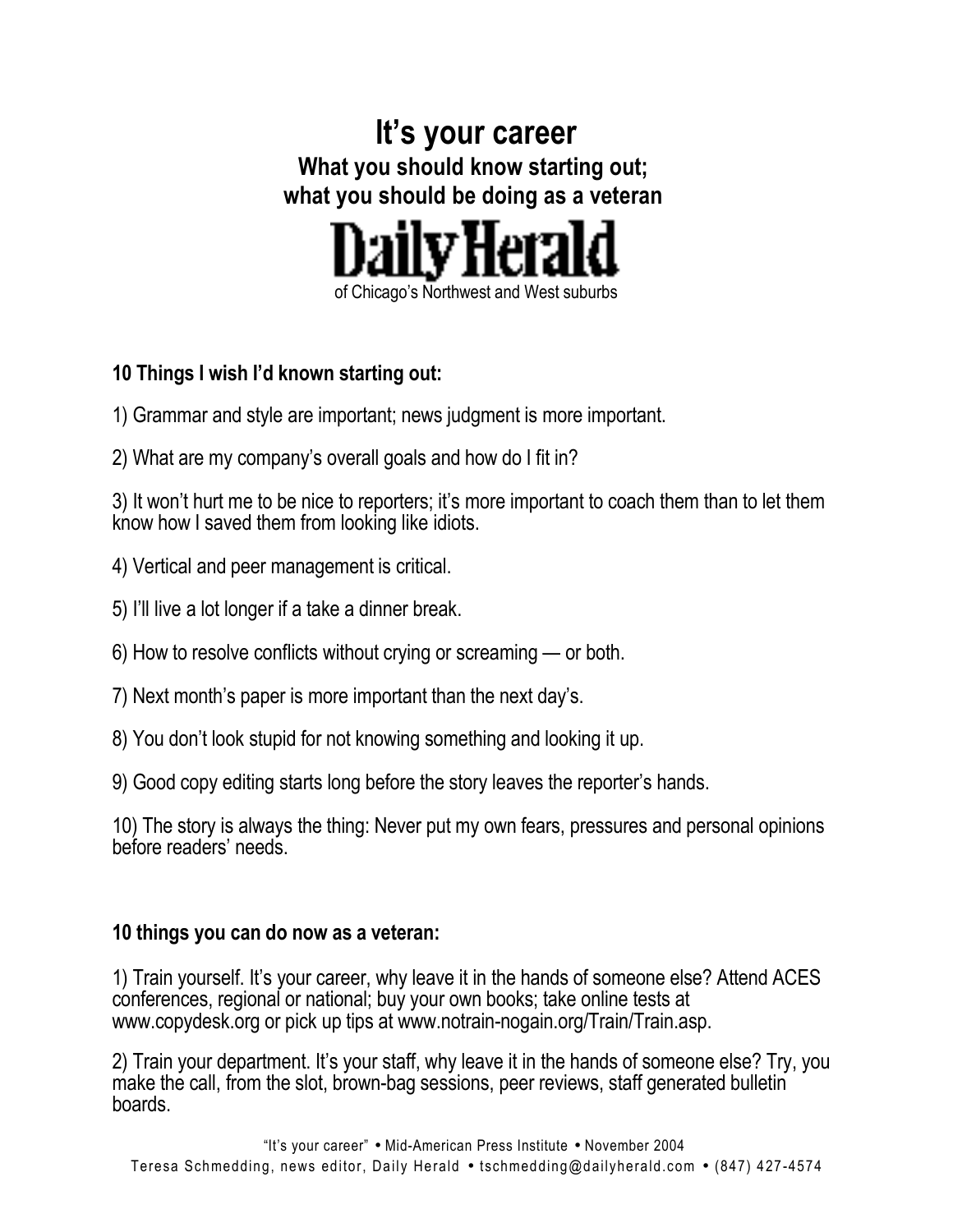# It's your career

## What you should know starting out; what you should be doing as a veteran

**Daily Herald**

of Chicago's Northwest and West suburbs

**10 Things I wish I'd known starting out:**

1) Grammar and style are important; news judgment is more important.

2) What are my company's overall goals and how do I fit in?

3) It won't hurt me to be nice to reporters; it's more important to coach them than to let them know how I saved them from looking like idiots.

4) Vertical and peer management is critical.

5) I'll live a lot longer if a take a dinner break.

6) How to resolve conflicts without crying or screaming — or both.

7) Next month's paper is more important than the next day's.

8) You don't look stupid for not knowing something and looking it up.

9) Good copy editing starts long before the story leaves the reporter's hands.

10) The story is always the thing: Never put my own fears, pressures and personal opinions before readers' needs.

**10 things you can do now as a veteran:**

1) Train yourself. It's your career, why leave it in the hands of someone else? Attend ACES conferences, regional or national; buy your own books; take online tests at www.copydesk.org or pick up tips at www.notrain-nogain.org/Train/Train.asp.

2) Train your department. It's your staff, why leave it in the hands of someone else? Try, you make the call, from the slot, brown-bag sessions, peer reviews, staff generated bulletin boards.

"It's your career" • Mid-American Press Institute • November 2004
Teresa Schmedding, news editor, Daily Herald • tschmedding@dailyherald.com • (847) 427-4574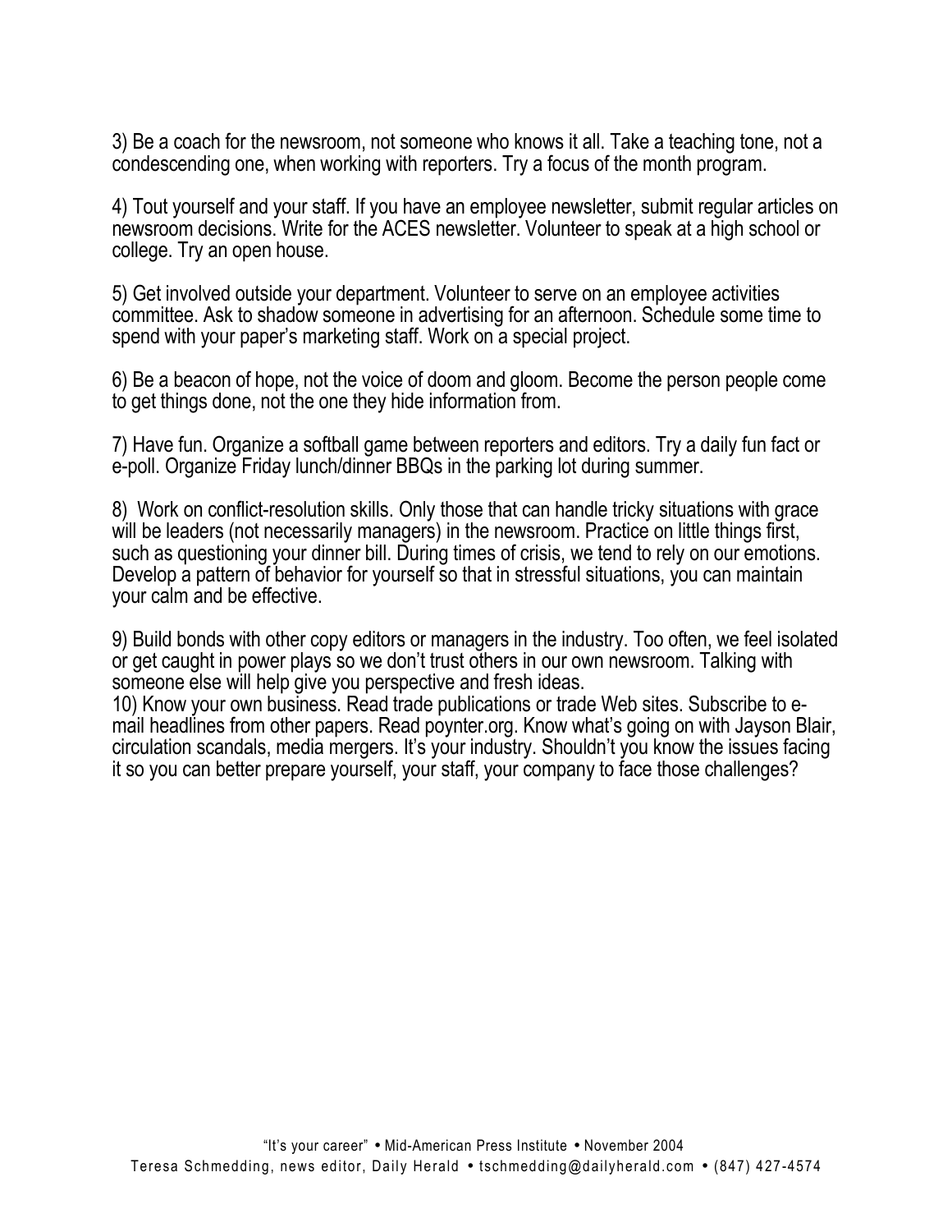3) Be a coach for the newsroom, not someone who knows it all. Take a teaching tone, not a condescending one, when working with reporters. Try a focus of the month program.

4) Tout yourself and your staff. If you have an employee newsletter, submit regular articles on newsroom decisions. Write for the ACES newsletter. Volunteer to speak at a high school or college. Try an open house.

5) Get involved outside your department. Volunteer to serve on an employee activities committee. Ask to shadow someone in advertising for an afternoon. Schedule some time to spend with your paper's marketing staff. Work on a special project.

6) Be a beacon of hope, not the voice of doom and gloom. Become the person people come to get things done, not the one they hide information from.

7) Have fun. Organize a softball game between reporters and editors. Try a daily fun fact or e-poll. Organize Friday lunch/dinner BBQs in the parking lot during summer.

8) Work on conflict-resolution skills. Only those that can handle tricky situations with grace will be leaders (not necessarily managers) in the newsroom. Practice on little things first, such as questioning your dinner bill. During times of crisis, we tend to rely on our emotions. Develop a pattern of behavior for yourself so that in stressful situations, you can maintain your calm and be effective.

9) Build bonds with other copy editors or managers in the industry. Too often, we feel isolated or get caught in power plays so we don't trust others in our own newsroom. Talking with someone else will help give you perspective and fresh ideas.

10) Know your own business. Read trade publications or trade Web sites. Subscribe to e-mail headlines from other papers. Read poynter.org. Know what's going on with Jayson Blair, circulation scandals, media mergers. It's your industry. Shouldn't you know the issues facing it so you can better prepare yourself, your staff, your company to face those challenges?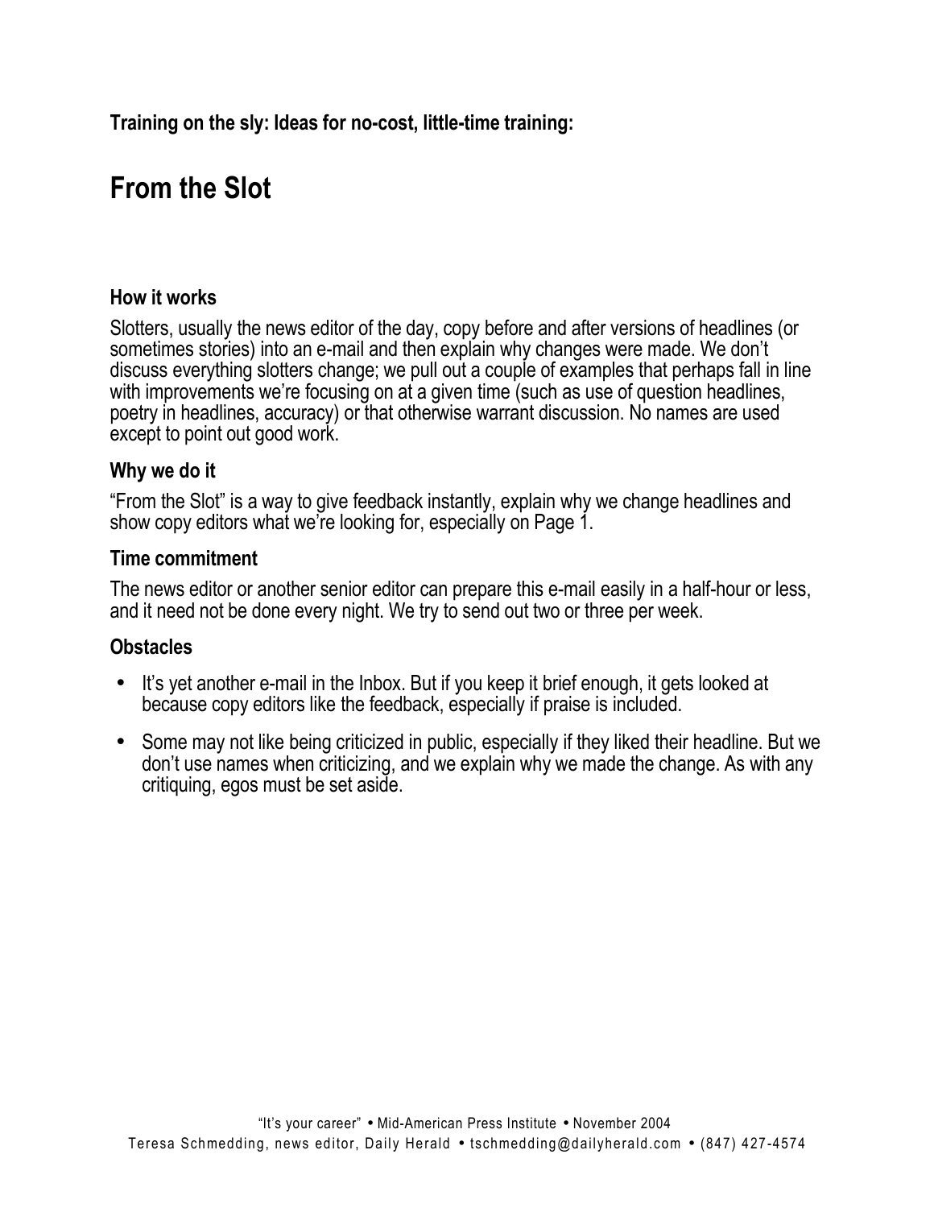**Training on the sly: Ideas for no-cost, little-time training:**

# From the Slot

### How it works

Slotters, usually the news editor of the day, copy before and after versions of headlines (or sometimes stories) into an e-mail and then explain why changes were made. We don't discuss everything slotters change; we pull out a couple of examples that perhaps fall in line with improvements we're focusing on at a given time (such as use of question headlines, poetry in headlines, accuracy) or that otherwise warrant discussion. No names are used except to point out good work.

### Why we do it

"From the Slot" is a way to give feedback instantly, explain why we change headlines and show copy editors what we're looking for, especially on Page 1.

### Time commitment

The news editor or another senior editor can prepare this e-mail easily in a half-hour or less, and it need not be done every night. We try to send out two or three per week.

### Obstacles

- It's yet another e-mail in the Inbox. But if you keep it brief enough, it gets looked at because copy editors like the feedback, especially if praise is included.
- Some may not like being criticized in public, especially if they liked their headline. But we don't use names when criticizing, and we explain why we made the change. As with any critiquing, egos must be set aside.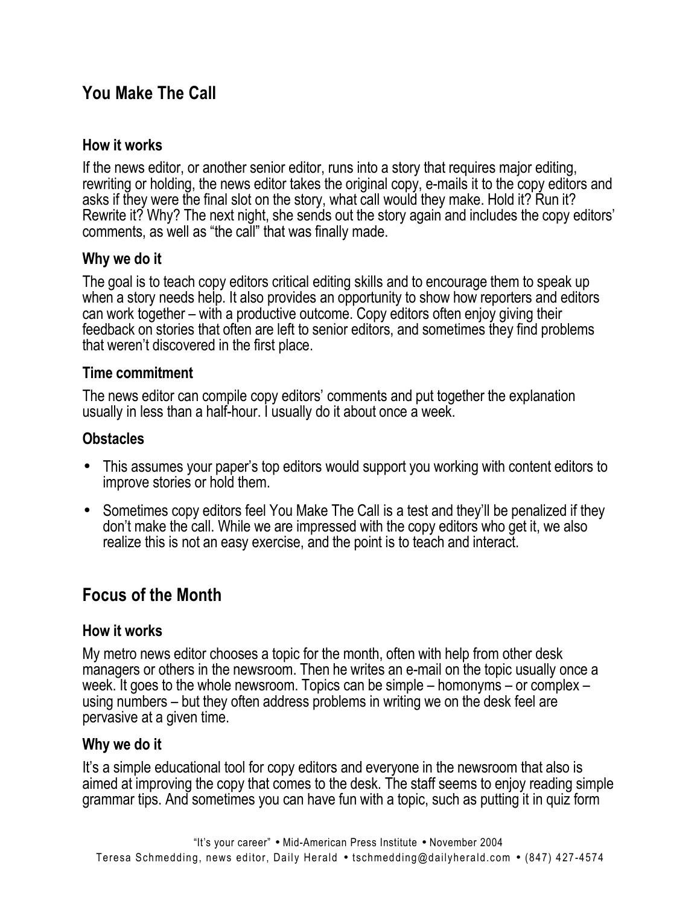## You Make The Call

### How it works

If the news editor, or another senior editor, runs into a story that requires major editing, rewriting or holding, the news editor takes the original copy, e-mails it to the copy editors and asks if they were the final slot on the story, what call would they make. Hold it? Run it? Rewrite it? Why? The next night, she sends out the story again and includes the copy editors' comments, as well as "the call" that was finally made.

### Why we do it

The goal is to teach copy editors critical editing skills and to encourage them to speak up when a story needs help. It also provides an opportunity to show how reporters and editors can work together – with a productive outcome. Copy editors often enjoy giving their feedback on stories that often are left to senior editors, and sometimes they find problems that weren't discovered in the first place.

### Time commitment

The news editor can compile copy editors' comments and put together the explanation usually in less than a half-hour. I usually do it about once a week.

### Obstacles

- This assumes your paper's top editors would support you working with content editors to improve stories or hold them.
- Sometimes copy editors feel You Make The Call is a test and they'll be penalized if they don't make the call. While we are impressed with the copy editors who get it, we also realize this is not an easy exercise, and the point is to teach and interact.

## Focus of the Month

### How it works

My metro news editor chooses a topic for the month, often with help from other desk managers or others in the newsroom. Then he writes an e-mail on the topic usually once a week. It goes to the whole newsroom. Topics can be simple – homonyms – or complex – using numbers – but they often address problems in writing we on the desk feel are pervasive at a given time.

### Why we do it

It's a simple educational tool for copy editors and everyone in the newsroom that also is aimed at improving the copy that comes to the desk. The staff seems to enjoy reading simple grammar tips. And sometimes you can have fun with a topic, such as putting it in quiz form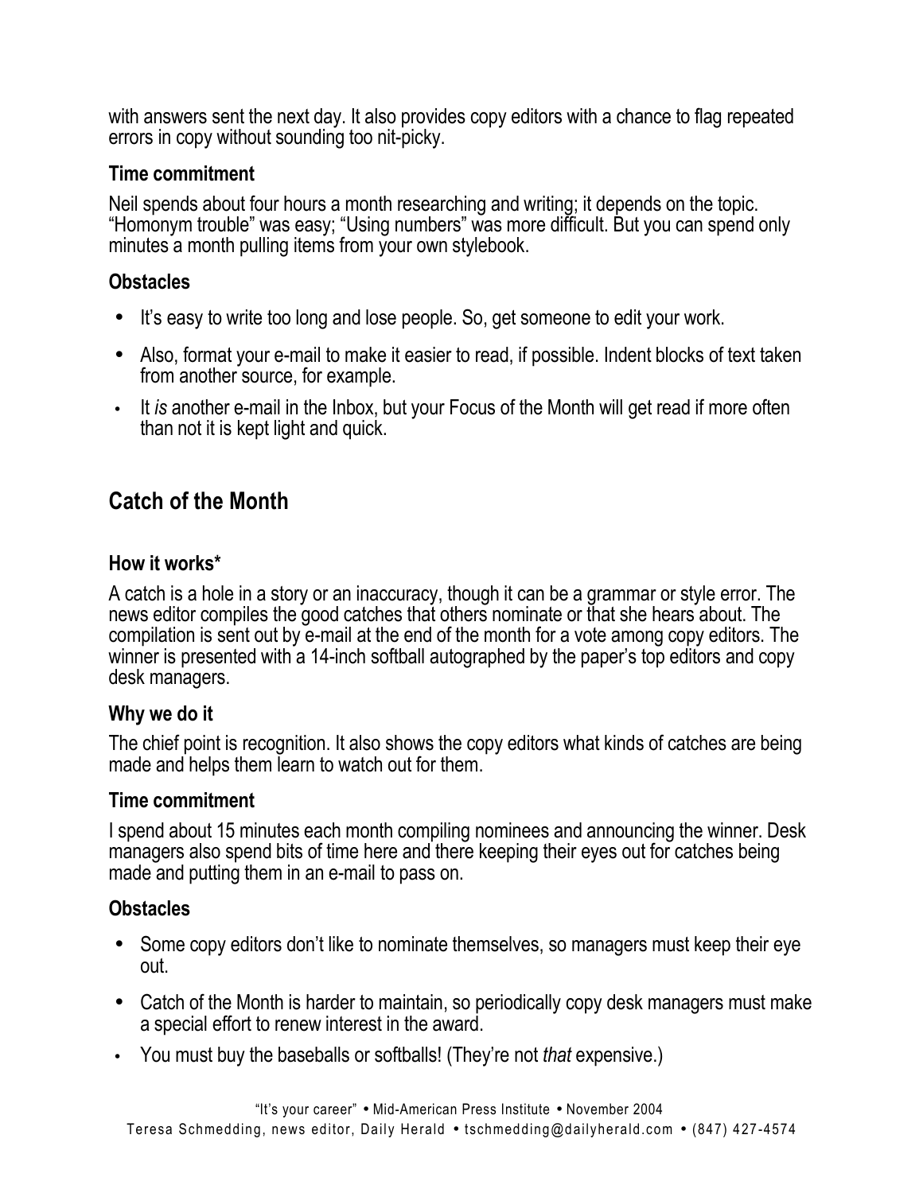with answers sent the next day. It also provides copy editors with a chance to flag repeated errors in copy without sounding too nit-picky.

### Time commitment

Neil spends about four hours a month researching and writing; it depends on the topic. "Homonym trouble" was easy; "Using numbers" was more difficult. But you can spend only minutes a month pulling items from your own stylebook.

### Obstacles

- It's easy to write too long and lose people. So, get someone to edit your work.
- Also, format your e-mail to make it easier to read, if possible. Indent blocks of text taken from another source, for example.
- It *is* another e-mail in the Inbox, but your Focus of the Month will get read if more often than not it is kept light and quick.

## Catch of the Month

### How it works*

A catch is a hole in a story or an inaccuracy, though it can be a grammar or style error. The news editor compiles the good catches that others nominate or that she hears about. The compilation is sent out by e-mail at the end of the month for a vote among copy editors. The winner is presented with a 14-inch softball autographed by the paper's top editors and copy desk managers.

### Why we do it

The chief point is recognition. It also shows the copy editors what kinds of catches are being made and helps them learn to watch out for them.

### Time commitment

I spend about 15 minutes each month compiling nominees and announcing the winner. Desk managers also spend bits of time here and there keeping their eyes out for catches being made and putting them in an e-mail to pass on.

### Obstacles

- Some copy editors don't like to nominate themselves, so managers must keep their eye out.
- Catch of the Month is harder to maintain, so periodically copy desk managers must make a special effort to renew interest in the award.
- You must buy the baseballs or softballs! (They're not *that* expensive.)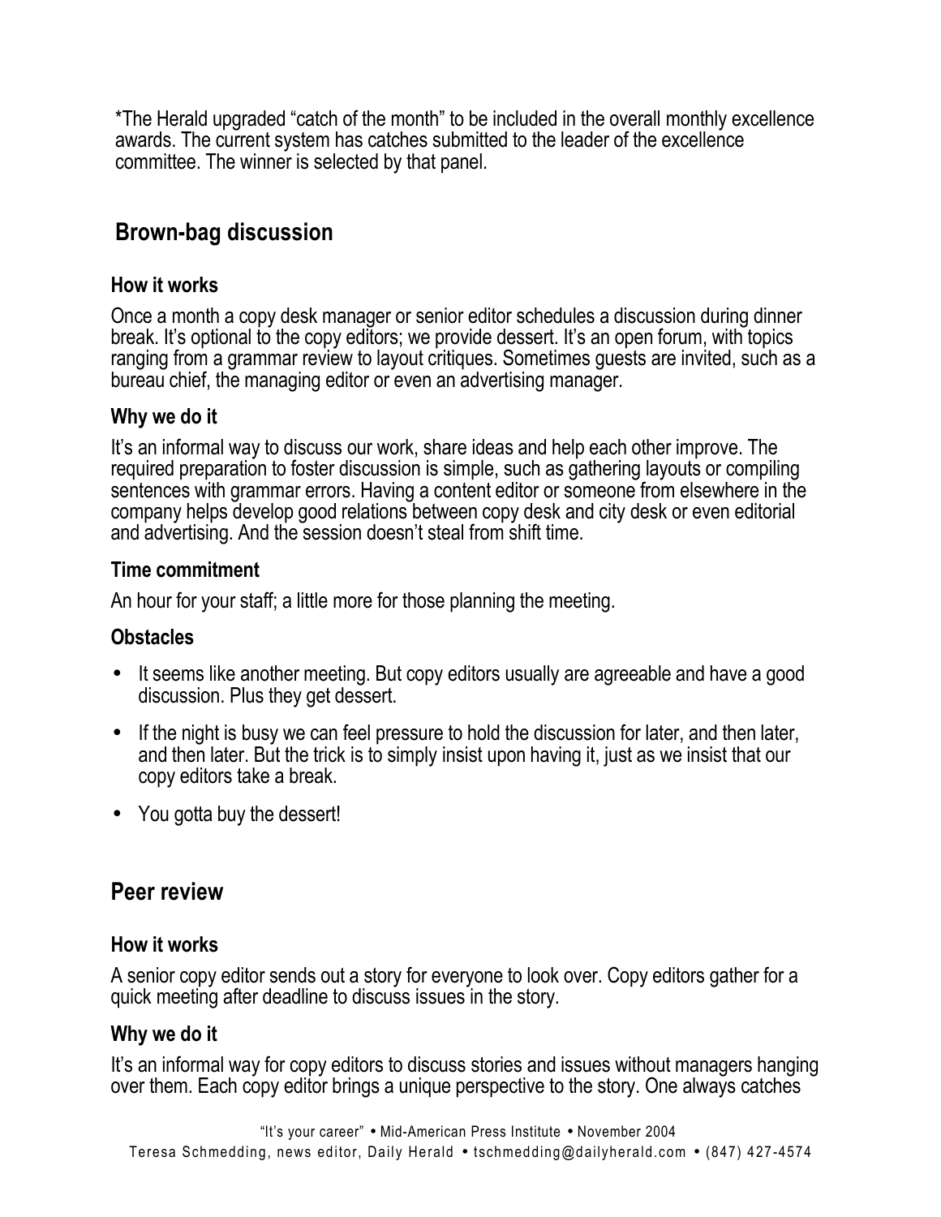*The Herald upgraded “catch of the month” to be included in the overall monthly excellence awards. The current system has catches submitted to the leader of the excellence committee. The winner is selected by that panel.

## Brown-bag discussion

### How it works

Once a month a copy desk manager or senior editor schedules a discussion during dinner break. It’s optional to the copy editors; we provide dessert. It’s an open forum, with topics ranging from a grammar review to layout critiques. Sometimes guests are invited, such as a bureau chief, the managing editor or even an advertising manager.

### Why we do it

It’s an informal way to discuss our work, share ideas and help each other improve. The required preparation to foster discussion is simple, such as gathering layouts or compiling sentences with grammar errors. Having a content editor or someone from elsewhere in the company helps develop good relations between copy desk and city desk or even editorial and advertising. And the session doesn’t steal from shift time.

### Time commitment

An hour for your staff; a little more for those planning the meeting.

### Obstacles

- It seems like another meeting. But copy editors usually are agreeable and have a good discussion. Plus they get dessert.
- If the night is busy we can feel pressure to hold the discussion for later, and then later, and then later. But the trick is to simply insist upon having it, just as we insist that our copy editors take a break.
- You gotta buy the dessert!

## Peer review

### How it works

A senior copy editor sends out a story for everyone to look over. Copy editors gather for a quick meeting after deadline to discuss issues in the story.

### Why we do it

It’s an informal way for copy editors to discuss stories and issues without managers hanging over them. Each copy editor brings a unique perspective to the story. One always catches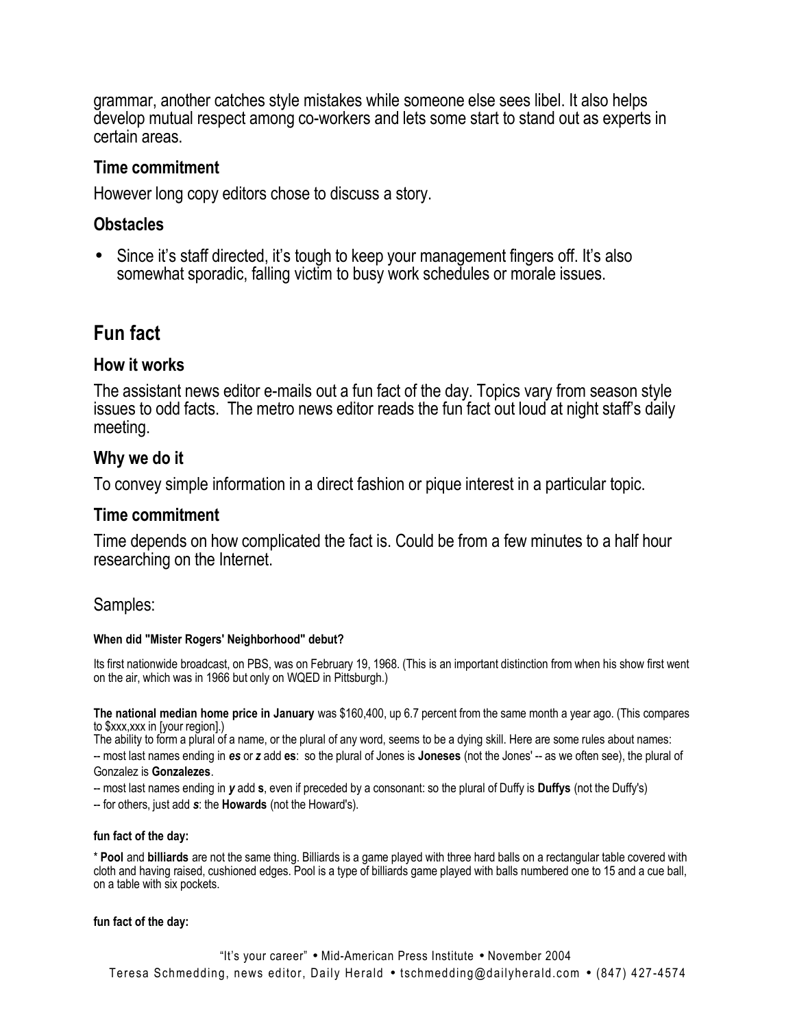grammar, another catches style mistakes while someone else sees libel. It also helps develop mutual respect among co-workers and lets some start to stand out as experts in certain areas.

### Time commitment

However long copy editors chose to discuss a story.

### Obstacles

- Since it's staff directed, it's tough to keep your management fingers off. It's also somewhat sporadic, falling victim to busy work schedules or morale issues.

## Fun fact

### How it works

The assistant news editor e-mails out a fun fact of the day. Topics vary from season style issues to odd facts. The metro news editor reads the fun fact out loud at night staff's daily meeting.

### Why we do it

To convey simple information in a direct fashion or pique interest in a particular topic.

### Time commitment

Time depends on how complicated the fact is. Could be from a few minutes to a half hour researching on the Internet.

Samples:

**When did "Mister Rogers' Neighborhood" debut?**

Its first nationwide broadcast, on PBS, was on February 19, 1968. (This is an important distinction from when his show first went on the air, which was in 1966 but only on WQED in Pittsburgh.)

**The national median home price in January** was $160,400, up 6.7 percent from the same month a year ago. (This compares to $xxx,xxx in [your region].)

The ability to form a plural of a name, or the plural of any word, seems to be a dying skill. Here are some rules about names:

-- most last names ending in ***es*** or ***z*** add **es**: so the plural of Jones is **Joneses** (not the Jones' -- as we often see), the plural of Gonzalez is **Gonzalezes**.

-- most last names ending in ***y*** add **s**, even if preceded by a consonant: so the plural of Duffy is **Duffys** (not the Duffy's)

-- for others, just add ***s***: the **Howards** (not the Howard's).

**fun fact of the day:**

* **Pool** and **billiards** are not the same thing. Billiards is a game played with three hard balls on a rectangular table covered with cloth and having raised, cushioned edges. Pool is a type of billiards game played with balls numbered one to 15 and a cue ball, on a table with six pockets.

**fun fact of the day:**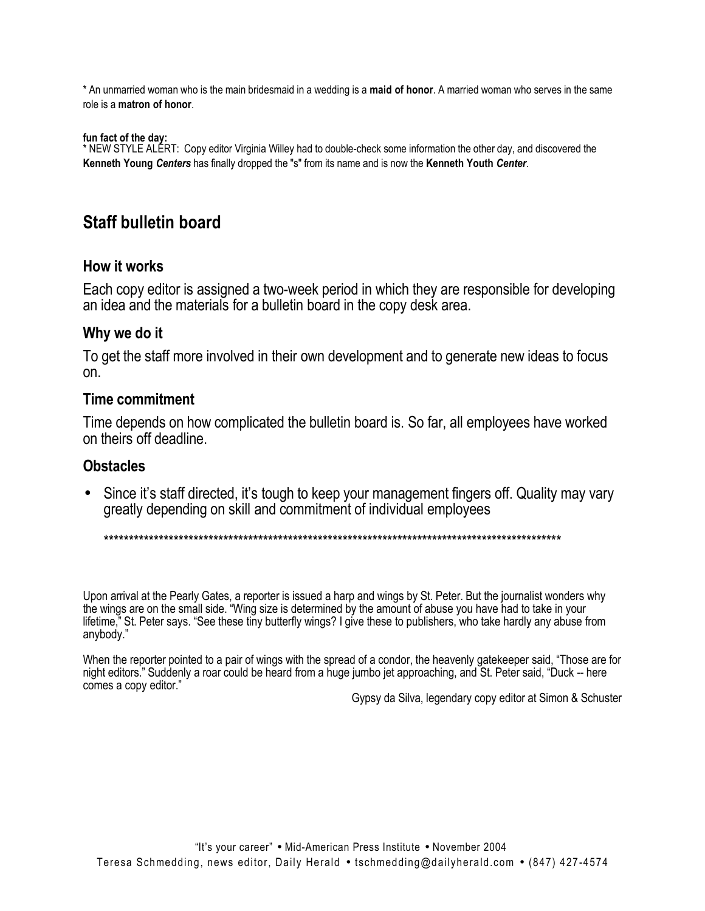* An unmarried woman who is the main bridesmaid in a wedding is a **maid of honor**. A married woman who serves in the same role is a **matron of honor**.

**fun fact of the day:**
* NEW STYLE ALERT: Copy editor Virginia Willey had to double-check some information the other day, and discovered the **Kenneth Young *Centers*** has finally dropped the "s" from its name and is now the **Kenneth Youth *Center***.

## Staff bulletin board

### How it works

Each copy editor is assigned a two-week period in which they are responsible for developing an idea and the materials for a bulletin board in the copy desk area.

### Why we do it

To get the staff more involved in their own development and to generate new ideas to focus on.

### Time commitment

Time depends on how complicated the bulletin board is. So far, all employees have worked on theirs off deadline.

### Obstacles

- Since it's staff directed, it's tough to keep your management fingers off. Quality may vary greatly depending on skill and commitment of individual employees

*********************************************************************************************

Upon arrival at the Pearly Gates, a reporter is issued a harp and wings by St. Peter. But the journalist wonders why the wings are on the small side. "Wing size is determined by the amount of abuse you have had to take in your lifetime," St. Peter says. "See these tiny butterfly wings? I give these to publishers, who take hardly any abuse from anybody."

When the reporter pointed to a pair of wings with the spread of a condor, the heavenly gatekeeper said, "Those are for night editors." Suddenly a roar could be heard from a huge jumbo jet approaching, and St. Peter said, "Duck -- here comes a copy editor."

Gypsy da Silva, legendary copy editor at Simon & Schuster